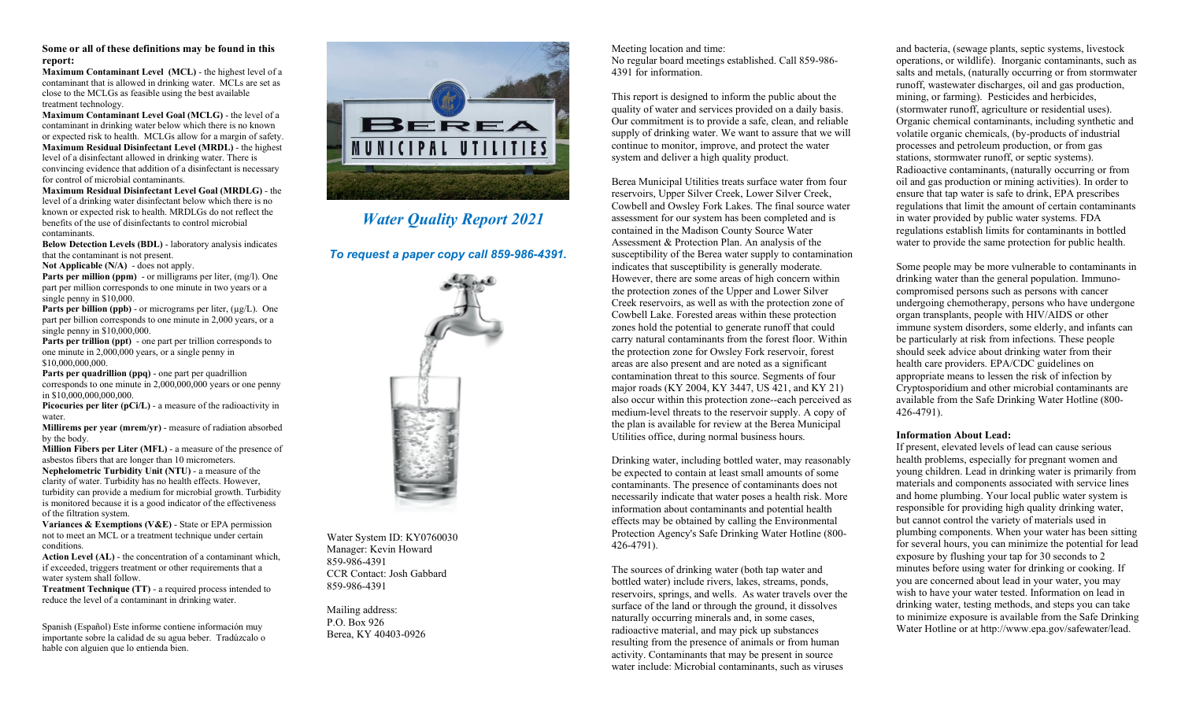**Some or all of these definitions may be found in this report:**

**Maximum Contaminant Level (MCL)** - the highest level of a contaminant that is allowed in drinking water. MCLs are set as close to the MCLGs as feasible using the best available treatment technology.

**Maximum Contaminant Level Goal (MCLG)** - the level of a contaminant in drinking water below which there is no known or expected risk to health. MCLGs allow for a margin of safety.

**Maximum Residual Disinfectant Level (MRDL)** - the highest level of a disinfectant allowed in drinking water. There is convincing evidence that addition of a disinfectant is necessary for control of microbial contaminants.

**Maximum Residual Disinfectant Level Goal (MRDLG)** - the level of a drinking water disinfectant below which there is no known or expected risk to health. MRDLGs do not reflect the benefits of the use of disinfectants to control microbial contaminants.

**Below Detection Levels (BDL)** - laboratory analysis indicates that the contaminant is not present.

**Not Applicable (N/A)** - does not apply.

**Parts per million (ppm)** - or milligrams per liter, (mg/l). One part per million corresponds to one minute in two years or a single penny in $10,000.

**Parts per billion (ppb)** - or micrograms per liter, (µg/L). One part per billion corresponds to one minute in 2,000 years, or a single penny in $10,000,000.

**Parts per trillion (ppt)** - one part per trillion corresponds to one minute in 2,000,000 years, or a single penny in $10,000,000,000.

**Parts per quadrillion (ppq)** - one part per quadrillion corresponds to one minute in 2,000,000,000 years or one penny in $10,000,000,000,000.

**Picocuries per liter (pCi/L)** - a measure of the radioactivity in water.

**Millirems per year (mrem/yr)** - measure of radiation absorbed by the body.

**Million Fibers per Liter (MFL)** - a measure of the presence of asbestos fibers that are longer than 10 micrometers.

**Nephelometric Turbidity Unit (NTU)** - a measure of the clarity of water. Turbidity has no health effects. However, turbidity can provide a medium for microbial growth. Turbidity is monitored because it is a good indicator of the effectiveness of the filtration system.

**Variances & Exemptions (V&E)** - State or EPA permission not to meet an MCL or a treatment technique under certain conditions.

**Action Level (AL)** - the concentration of a contaminant which, if exceeded, triggers treatment or other requirements that a water system shall follow.

**Treatment Technique (TT)** - a required process intended to reduce the level of a contaminant in drinking water.

Spanish (Español) Este informe contiene información muy importante sobre la calidad de su agua beber. Tradúzcalo o hable con alguien que lo entienda bien.

# *Water Quality Report 2021*

***To request a paper copy call 859-986-4391.***

Water System ID: KY0760030
Manager: Kevin Howard
859-986-4391
CCR Contact: Josh Gabbard
859-986-4391

Mailing address:
P.O. Box 926
Berea, KY 40403-0926

Meeting location and time:
No regular board meetings established. Call 859-986-4391 for information.

This report is designed to inform the public about the quality of water and services provided on a daily basis. Our commitment is to provide a safe, clean, and reliable supply of drinking water. We want to assure that we will continue to monitor, improve, and protect the water system and deliver a high quality product.

Berea Municipal Utilities treats surface water from four reservoirs, Upper Silver Creek, Lower Silver Creek, Cowbell and Owsley Fork Lakes. The final source water assessment for our system has been completed and is contained in the Madison County Source Water Assessment & Protection Plan. An analysis of the susceptibility of the Berea water supply to contamination indicates that susceptibility is generally moderate. However, there are some areas of high concern within the protection zones of the Upper and Lower Silver Creek reservoirs, as well as with the protection zone of Cowbell Lake. Forested areas within these protection zones hold the potential to generate runoff that could carry natural contaminants from the forest floor. Within the protection zone for Owsley Fork reservoir, forest areas are also present and are noted as a significant contamination threat to this source. Segments of four major roads (KY 2004, KY 3447, US 421, and KY 21) also occur within this protection zone--each perceived as medium-level threats to the reservoir supply. A copy of the plan is available for review at the Berea Municipal Utilities office, during normal business hours.

Drinking water, including bottled water, may reasonably be expected to contain at least small amounts of some contaminants. The presence of contaminants does not necessarily indicate that water poses a health risk. More information about contaminants and potential health effects may be obtained by calling the Environmental Protection Agency's Safe Drinking Water Hotline (800-426-4791).

The sources of drinking water (both tap water and bottled water) include rivers, lakes, streams, ponds, reservoirs, springs, and wells. As water travels over the surface of the land or through the ground, it dissolves naturally occurring minerals and, in some cases, radioactive material, and may pick up substances resulting from the presence of animals or from human activity. Contaminants that may be present in source water include: Microbial contaminants, such as viruses and bacteria, (sewage plants, septic systems, livestock operations, or wildlife). Inorganic contaminants, such as salts and metals, (naturally occurring or from stormwater runoff, wastewater discharges, oil and gas production, mining, or farming). Pesticides and herbicides, (stormwater runoff, agriculture or residential uses). Organic chemical contaminants, including synthetic and volatile organic chemicals, (by-products of industrial processes and petroleum production, or from gas stations, stormwater runoff, or septic systems). Radioactive contaminants, (naturally occurring or from oil and gas production or mining activities). In order to ensure that tap water is safe to drink, EPA prescribes regulations that limit the amount of certain contaminants in water provided by public water systems. FDA regulations establish limits for contaminants in bottled water to provide the same protection for public health.

Some people may be more vulnerable to contaminants in drinking water than the general population. Immuno-compromised persons such as persons with cancer undergoing chemotherapy, persons who have undergone organ transplants, people with HIV/AIDS or other immune system disorders, some elderly, and infants can be particularly at risk from infections. These people should seek advice about drinking water from their health care providers. EPA/CDC guidelines on appropriate means to lessen the risk of infection by Cryptosporidium and other microbial contaminants are available from the Safe Drinking Water Hotline (800-426-4791).

**Information About Lead:**

If present, elevated levels of lead can cause serious health problems, especially for pregnant women and young children. Lead in drinking water is primarily from materials and components associated with service lines and home plumbing. Your local public water system is responsible for providing high quality drinking water, but cannot control the variety of materials used in plumbing components. When your water has been sitting for several hours, you can minimize the potential for lead exposure by flushing your tap for 30 seconds to 2 minutes before using water for drinking or cooking. If you are concerned about lead in your water, you may wish to have your water tested. Information on lead in drinking water, testing methods, and steps you can take to minimize exposure is available from the Safe Drinking Water Hotline or at http://www.epa.gov/safewater/lead.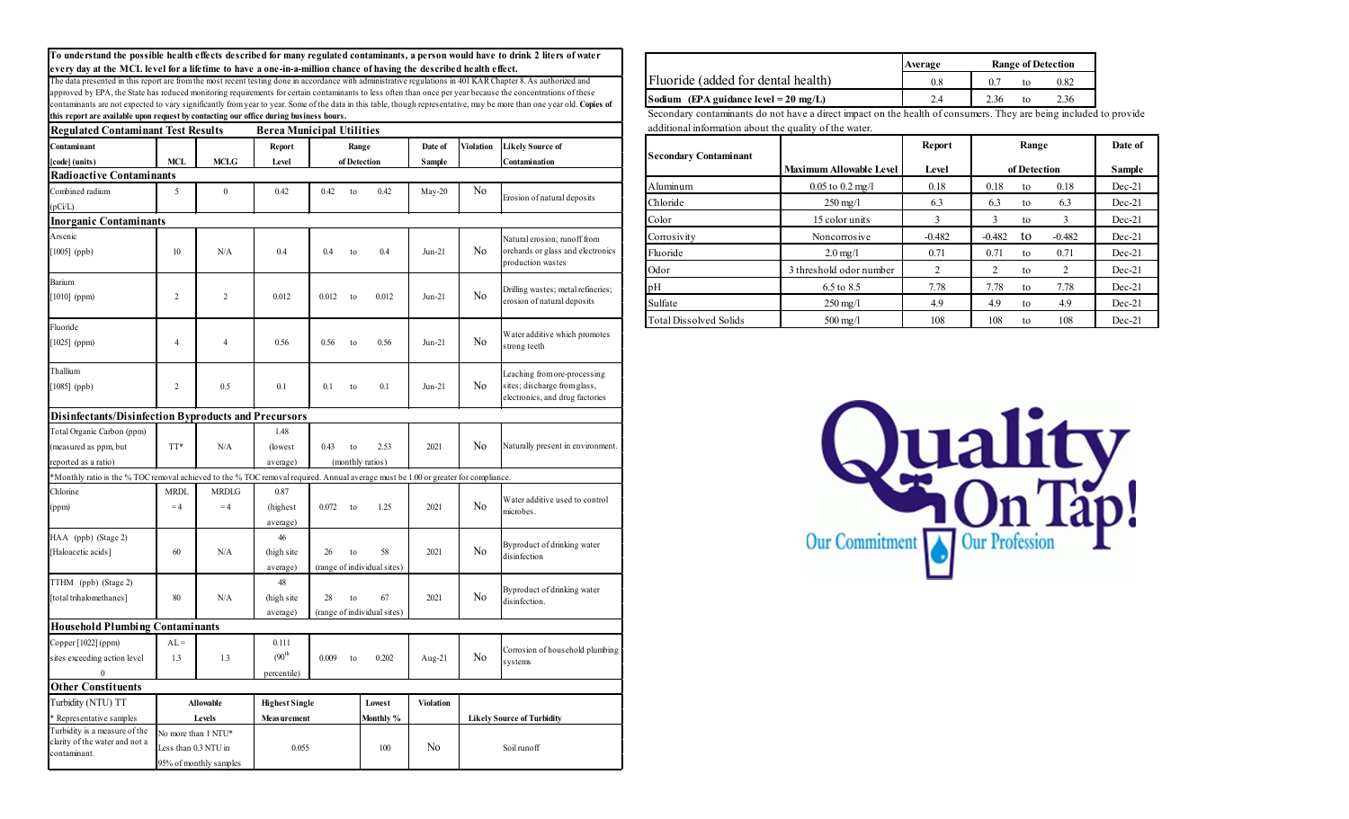**To understand the possible health effects described for many regulated contaminants, a person would have to drink 2 liters of water every day at the MCL level for a lifetime to have a one-in-a-million chance of having the described health effect.**

The data presented in this report are from the most recent testing done in accordance with administrative regulations in 401 KAR Chapter 8. As authorized and approved by EPA, the State has reduced monitoring requirements for certain contaminants to less often than once per year because the concentrations of these contaminants are not expected to vary significantly from year to year. Some of the data in this table, though representative, may be more than one year old. **Copies of this report are available upon request by contacting our office during business hours.**

**Regulated Contaminant Test Results — Berea Municipal Utilities**

| Contaminant [code] (units) | MCL | MCLG | Report Level | Range of Detection | | | Date of Sample | Violation | Likely Source of Contamination |
|---|---|---|---|---|---|---|---|---|---|
| **Radioactive Contaminants** | | | | | | | | | |
| Combined radium (pCi/L) | 5 | 0 | 0.42 | 0.42 | to | 0.42 | May-20 | No | Erosion of natural deposits |
| **Inorganic Contaminants** | | | | | | | | | |
| Arsenic [1005] (ppb) | 10 | N/A | 0.4 | 0.4 | to | 0.4 | Jun-21 | No | Natural erosion; runoff from orchards or glass and electronics production wastes |
| Barium [1010] (ppm) | 2 | 2 | 0.012 | 0.012 | to | 0.012 | Jun-21 | No | Drilling wastes; metal refineries; erosion of natural deposits |
| Fluoride [1025] (ppm) | 4 | 4 | 0.56 | 0.56 | to | 0.56 | Jun-21 | No | Water additive which promotes strong teeth |
| Thallium [1085] (ppb) | 2 | 0.5 | 0.1 | 0.1 | to | 0.1 | Jun-21 | No | Leaching from ore-processing sites; discharge from glass, electronics, and drug factories |
| **Disinfectants/Disinfection Byproducts and Precursors** | | | | | | | | | |
| Total Organic Carbon (ppm) (measured as ppm, but reported as a ratio) | TT* | N/A | 1.48 (lowest average) | 0.43 | to | 2.53 (monthly ratios) | 2021 | No | Naturally present in environment. |
| *Monthly ratio is the % TOC removal achieved to the % TOC removal required. Annual average must be 1.00 or greater for compliance. | | | | | | | | | |
| Chlorine (ppm) | MRDL = 4 | MRDLG = 4 | 0.87 (highest average) | 0.072 | to | 1.25 | 2021 | No | Water additive used to control microbes. |
| HAA (ppb) (Stage 2) [Haloacetic acids] | 60 | N/A | 46 (high site average) | 26 | to | 58 (range of individual sites) | 2021 | No | Byproduct of drinking water disinfection |
| TTHM (ppb) (Stage 2) [total trihalomethanes] | 80 | N/A | 48 (high site average) | 28 | to | 67 (range of individual sites) | 2021 | No | Byproduct of drinking water disinfection. |
| **Household Plumbing Contaminants** | | | | | | | | | |
| Copper [1022] (ppm) sites exceeding action level 0 | AL = 1.3 | 1.3 | 0.111 ($90^{th}$ percentile) | 0.009 | to | 0.202 | Aug-21 | No | Corrosion of household plumbing systems |

**Other Constituents**

| Turbidity (NTU) TT * Representative samples | Allowable Levels | Highest Single Measurement | Lowest Monthly % | Violation | Likely Source of Turbidity |
|---|---|---|---|---|---|
| Turbidity is a measure of the clarity of the water and not a contaminant. | No more than 1 NTU* Less than 0.3 NTU in 95% of monthly samples | 0.055 | 100 | No | Soil runoff |

| | Average | Range of Detection | | |
|---|---|---|---|---|
| Fluoride (added for dental health) | 0.8 | 0.7 | to | 0.82 |
| **Sodium (EPA guidance level = 20 mg/L)** | 2.4 | 2.36 | to | 2.36 |

Secondary contaminants do not have a direct impact on the health of consumers. They are being included to provide additional information about the quality of the water.

| Secondary Contaminant | Maximum Allowable Level | Report Level | Range of Detection | | | Date of Sample |
|---|---|---|---|---|---|---|
| Aluminum | 0.05 to 0.2 mg/l | 0.18 | 0.18 | to | 0.18 | Dec-21 |
| Chloride | 250 mg/l | 6.3 | 6.3 | to | 6.3 | Dec-21 |
| Color | 15 color units | 3 | 3 | to | 3 | Dec-21 |
| Corrosivity | Noncorrosive | -0.482 | -0.482 | to | -0.482 | Dec-21 |
| Fluoride | 2.0 mg/l | 0.71 | 0.71 | to | 0.71 | Dec-21 |
| Odor | 3 threshold odor number | 2 | 2 | to | 2 | Dec-21 |
| pH | 6.5 to 8.5 | 7.78 | 7.78 | to | 7.78 | Dec-21 |
| Sulfate | 250 mg/l | 4.9 | 4.9 | to | 4.9 | Dec-21 |
| Total Dissolved Solids | 500 mg/l | 108 | 108 | to | 108 | Dec-21 |

Quality On Tap! Our Commitment Our Profession